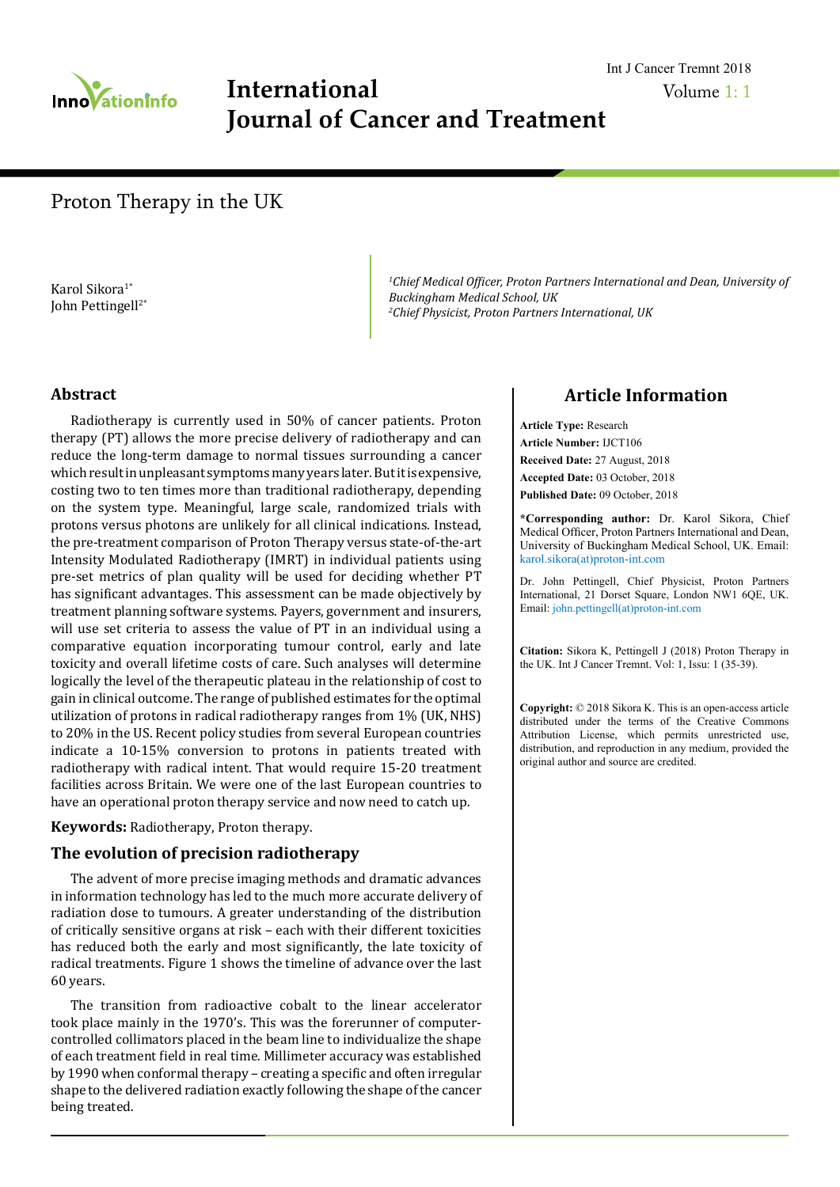# Proton Therapy in the UK

Karol Sikora[1*]
John Pettingell[2*]

[1]*Chief Medical Officer, Proton Partners International and Dean, University of Buckingham Medical School, UK*
[2]*Chief Physicist, Proton Partners International, UK*

## Abstract

Radiotherapy is currently used in 50% of cancer patients. Proton therapy (PT) allows the more precise delivery of radiotherapy and can reduce the long-term damage to normal tissues surrounding a cancer which result in unpleasant symptoms many years later. But it is expensive, costing two to ten times more than traditional radiotherapy, depending on the system type. Meaningful, large scale, randomized trials with protons versus photons are unlikely for all clinical indications. Instead, the pre-treatment comparison of Proton Therapy versus state-of-the-art Intensity Modulated Radiotherapy (IMRT) in individual patients using pre-set metrics of plan quality will be used for deciding whether PT has significant advantages. This assessment can be made objectively by treatment planning software systems. Payers, government and insurers, will use set criteria to assess the value of PT in an individual using a comparative equation incorporating tumour control, early and late toxicity and overall lifetime costs of care. Such analyses will determine logically the level of the therapeutic plateau in the relationship of cost to gain in clinical outcome. The range of published estimates for the optimal utilization of protons in radical radiotherapy ranges from 1% (UK, NHS) to 20% in the US. Recent policy studies from several European countries indicate a 10-15% conversion to protons in patients treated with radiotherapy with radical intent. That would require 15-20 treatment facilities across Britain. We were one of the last European countries to have an operational proton therapy service and now need to catch up.

**Keywords:** Radiotherapy, Proton therapy.

## Article Information

**Article Type:** Research
**Article Number:** IJCT106
**Received Date:** 27 August, 2018
**Accepted Date:** 03 October, 2018
**Published Date:** 09 October, 2018

**\*Corresponding author:** Dr. Karol Sikora, Chief Medical Officer, Proton Partners International and Dean, University of Buckingham Medical School, UK. Email: karol.sikora(at)proton-int.com

Dr. John Pettingell, Chief Physicist, Proton Partners International, 21 Dorset Square, London NW1 6QE, UK. Email: john.pettingell(at)proton-int.com

**Citation:** Sikora K, Pettingell J (2018) Proton Therapy in the UK. Int J Cancer Tremnt. Vol: 1, Issu: 1 (35-39).

**Copyright:** © 2018 Sikora K. This is an open-access article distributed under the terms of the Creative Commons Attribution License, which permits unrestricted use, distribution, and reproduction in any medium, provided the original author and source are credited.

## The evolution of precision radiotherapy

The advent of more precise imaging methods and dramatic advances in information technology has led to the much more accurate delivery of radiation dose to tumours. A greater understanding of the distribution of critically sensitive organs at risk – each with their different toxicities has reduced both the early and most significantly, the late toxicity of radical treatments. Figure 1 shows the timeline of advance over the last 60 years.

The transition from radioactive cobalt to the linear accelerator took place mainly in the 1970's. This was the forerunner of computer-controlled collimators placed in the beam line to individualize the shape of each treatment field in real time. Millimeter accuracy was established by 1990 when conformal therapy – creating a specific and often irregular shape to the delivered radiation exactly following the shape of the cancer being treated.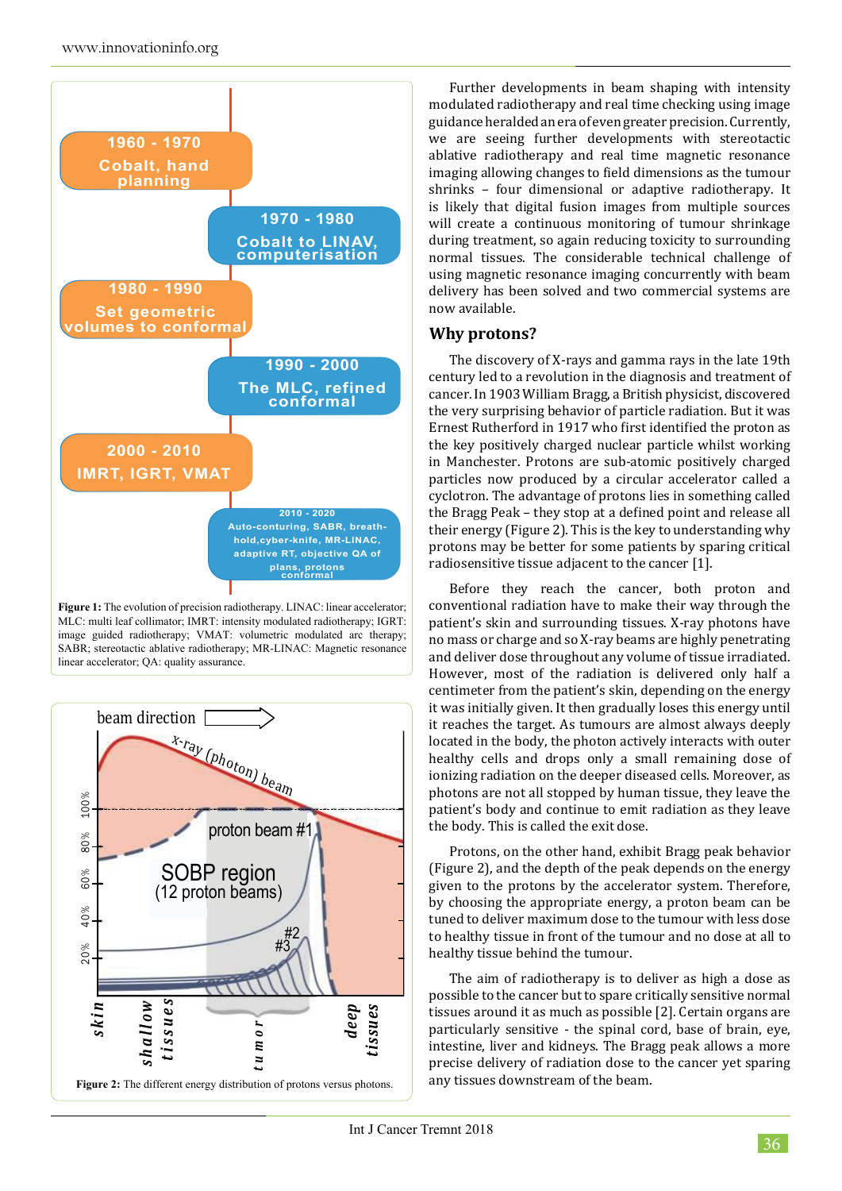**Figure 1:** The evolution of precision radiotherapy. LINAC: linear accelerator; MLC: multi leaf collimator; IMRT: intensity modulated radiotherapy; IGRT: image guided radiotherapy; VMAT: volumetric modulated arc therapy; SABR; stereotactic ablative radiotherapy; MR-LINAC: Magnetic resonance linear accelerator; QA: quality assurance.

**Figure 2:** The different energy distribution of protons versus photons.

Further developments in beam shaping with intensity modulated radiotherapy and real time checking using image guidance heralded an era of even greater precision. Currently, we are seeing further developments with stereotactic ablative radiotherapy and real time magnetic resonance imaging allowing changes to field dimensions as the tumour shrinks – four dimensional or adaptive radiotherapy. It is likely that digital fusion images from multiple sources will create a continuous monitoring of tumour shrinkage during treatment, so again reducing toxicity to surrounding normal tissues. The considerable technical challenge of using magnetic resonance imaging concurrently with beam delivery has been solved and two commercial systems are now available.

## Why protons?

The discovery of X-rays and gamma rays in the late 19th century led to a revolution in the diagnosis and treatment of cancer. In 1903 William Bragg, a British physicist, discovered the very surprising behavior of particle radiation. But it was Ernest Rutherford in 1917 who first identified the proton as the key positively charged nuclear particle whilst working in Manchester. Protons are sub-atomic positively charged particles now produced by a circular accelerator called a cyclotron. The advantage of protons lies in something called the Bragg Peak – they stop at a defined point and release all their energy (Figure 2). This is the key to understanding why protons may be better for some patients by sparing critical radiosensitive tissue adjacent to the cancer [1].

Before they reach the cancer, both proton and conventional radiation have to make their way through the patient's skin and surrounding tissues. X-ray photons have no mass or charge and so X-ray beams are highly penetrating and deliver dose throughout any volume of tissue irradiated. However, most of the radiation is delivered only half a centimeter from the patient's skin, depending on the energy it was initially given. It then gradually loses this energy until it reaches the target. As tumours are almost always deeply located in the body, the photon actively interacts with outer healthy cells and drops only a small remaining dose of ionizing radiation on the deeper diseased cells. Moreover, as photons are not all stopped by human tissue, they leave the patient's body and continue to emit radiation as they leave the body. This is called the exit dose.

Protons, on the other hand, exhibit Bragg peak behavior (Figure 2), and the depth of the peak depends on the energy given to the protons by the accelerator system. Therefore, by choosing the appropriate energy, a proton beam can be tuned to deliver maximum dose to the tumour with less dose to healthy tissue in front of the tumour and no dose at all to healthy tissue behind the tumour.

The aim of radiotherapy is to deliver as high a dose as possible to the cancer but to spare critically sensitive normal tissues around it as much as possible [2]. Certain organs are particularly sensitive - the spinal cord, base of brain, eye, intestine, liver and kidneys. The Bragg peak allows a more precise delivery of radiation dose to the cancer yet sparing any tissues downstream of the beam.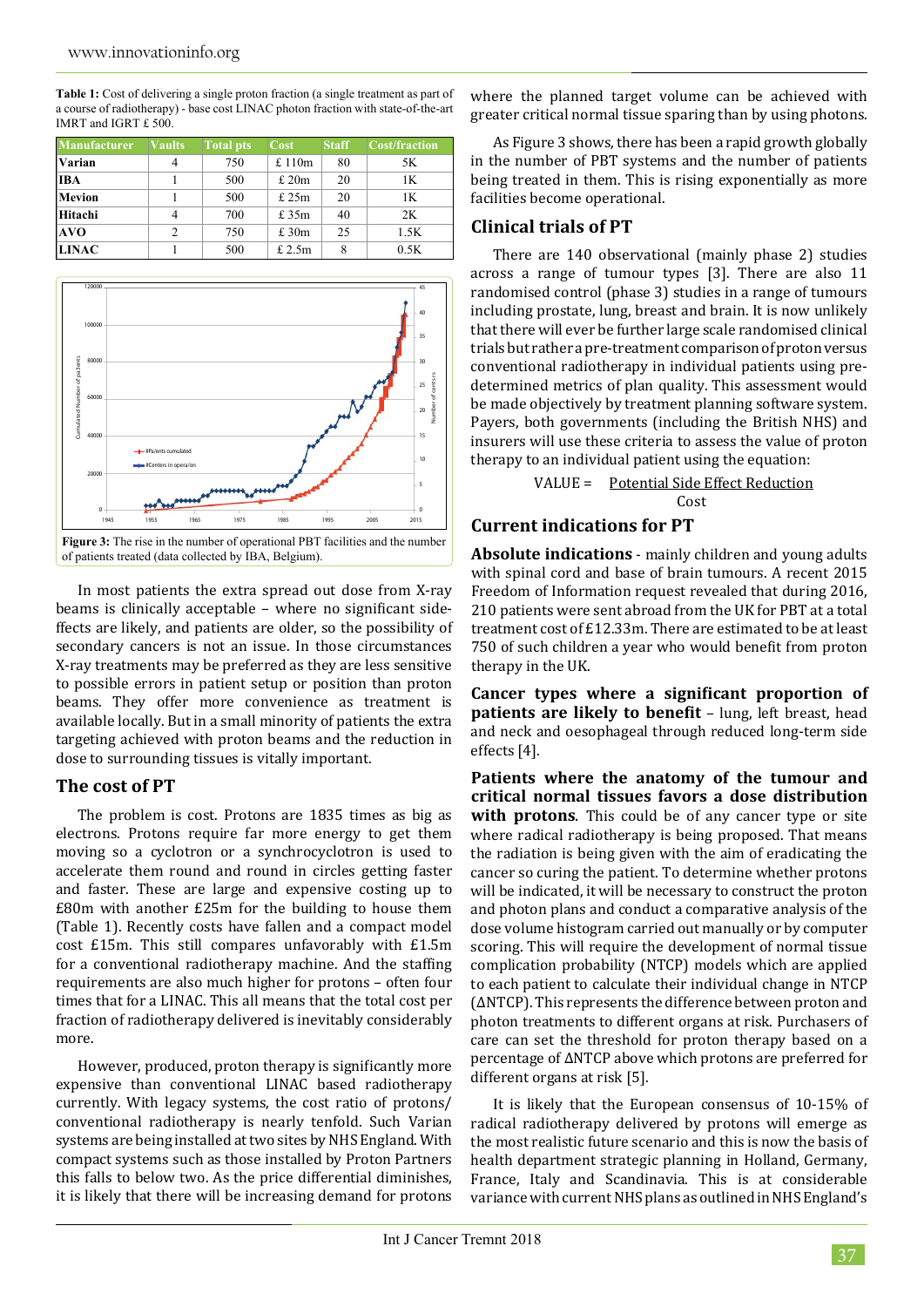**Table 1:** Cost of delivering a single proton fraction (a single treatment as part of a course of radiotherapy) - base cost LINAC photon fraction with state-of-the-art IMRT and IGRT £ 500.

| Manufacturer | Vaults | Total pts | Cost | Staff | Cost/fraction |
|---|---|---|---|---|---|
| Varian | 4 | 750 | £ 110m | 80 | 5K |
| IBA | 1 | 500 | £ 20m | 20 | 1K |
| Mevion | 1 | 500 | £ 25m | 20 | 1K |
| Hitachi | 4 | 700 | £ 35m | 40 | 2K |
| AVO | 2 | 750 | £ 30m | 25 | 1.5K |
| LINAC | 1 | 500 | £ 2.5m | 8 | 0.5K |

**Figure 3:** The rise in the number of operational PBT facilities and the number of patients treated (data collected by IBA, Belgium).

In most patients the extra spread out dose from X-ray beams is clinically acceptable – where no significant side-effects are likely, and patients are older, so the possibility of secondary cancers is not an issue. In those circumstances X-ray treatments may be preferred as they are less sensitive to possible errors in patient setup or position than proton beams. They offer more convenience as treatment is available locally. But in a small minority of patients the extra targeting achieved with proton beams and the reduction in dose to surrounding tissues is vitally important.

## The cost of PT

The problem is cost. Protons are 1835 times as big as electrons. Protons require far more energy to get them moving so a cyclotron or a synchrocyclotron is used to accelerate them round and round in circles getting faster and faster. These are large and expensive costing up to £80m with another £25m for the building to house them (Table 1). Recently costs have fallen and a compact model cost £15m. This still compares unfavorably with £1.5m for a conventional radiotherapy machine. And the staffing requirements are also much higher for protons – often four times that for a LINAC. This all means that the total cost per fraction of radiotherapy delivered is inevitably considerably more.

However, produced, proton therapy is significantly more expensive than conventional LINAC based radiotherapy currently. With legacy systems, the cost ratio of protons/conventional radiotherapy is nearly tenfold. Such Varian systems are being installed at two sites by NHS England. With compact systems such as those installed by Proton Partners this falls to below two. As the price differential diminishes, it is likely that there will be increasing demand for protons where the planned target volume can be achieved with greater critical normal tissue sparing than by using photons.

As Figure 3 shows, there has been a rapid growth globally in the number of PBT systems and the number of patients being treated in them. This is rising exponentially as more facilities become operational.

## Clinical trials of PT

There are 140 observational (mainly phase 2) studies across a range of tumour types [3]. There are also 11 randomised control (phase 3) studies in a range of tumours including prostate, lung, breast and brain. It is now unlikely that there will ever be further large scale randomised clinical trials but rather a pre-treatment comparison of proton versus conventional radiotherapy in individual patients using pre-determined metrics of plan quality. This assessment would be made objectively by treatment planning software system. Payers, both governments (including the British NHS) and insurers will use these criteria to assess the value of proton therapy to an individual patient using the equation:

$$\text{VALUE} = \frac{\text{Potential Side Effect Reduction}}{\text{Cost}}$$

## Current indications for PT

**Absolute indications** - mainly children and young adults with spinal cord and base of brain tumours. A recent 2015 Freedom of Information request revealed that during 2016, 210 patients were sent abroad from the UK for PBT at a total treatment cost of £12.33m. There are estimated to be at least 750 of such children a year who would benefit from proton therapy in the UK.

**Cancer types where a significant proportion of patients are likely to benefit** – lung, left breast, head and neck and oesophageal through reduced long-term side effects [4].

**Patients where the anatomy of the tumour and critical normal tissues favors a dose distribution with protons**. This could be of any cancer type or site where radical radiotherapy is being proposed. That means the radiation is being given with the aim of eradicating the cancer so curing the patient. To determine whether protons will be indicated, it will be necessary to construct the proton and photon plans and conduct a comparative analysis of the dose volume histogram carried out manually or by computer scoring. This will require the development of normal tissue complication probability (NTCP) models which are applied to each patient to calculate their individual change in NTCP ($\Delta$NTCP). This represents the difference between proton and photon treatments to different organs at risk. Purchasers of care can set the threshold for proton therapy based on a percentage of $\Delta$NTCP above which protons are preferred for different organs at risk [5].

It is likely that the European consensus of 10-15% of radical radiotherapy delivered by protons will emerge as the most realistic future scenario and this is now the basis of health department strategic planning in Holland, Germany, France, Italy and Scandinavia. This is at considerable variance with current NHS plans as outlined in NHS England's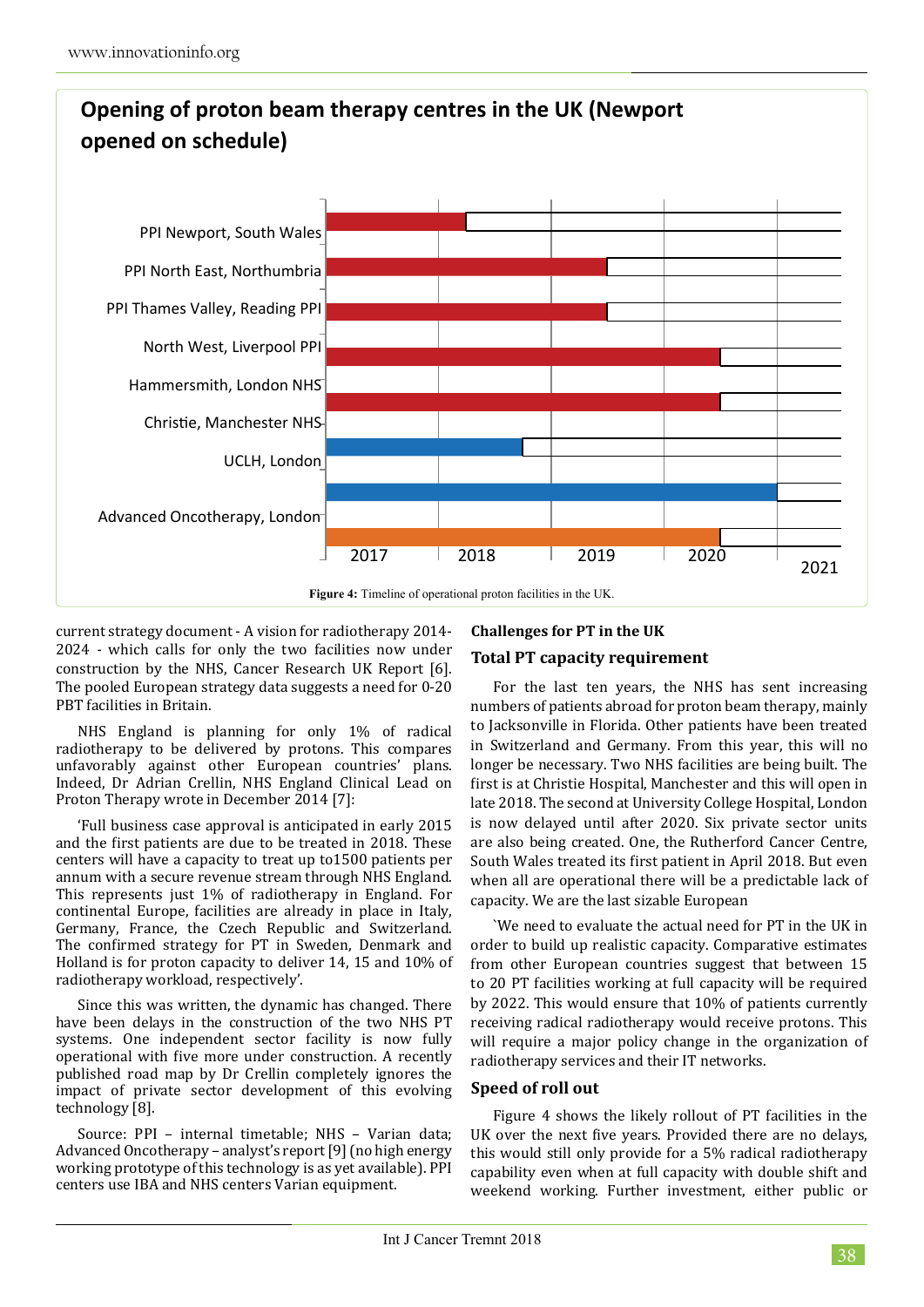**Opening of proton beam therapy centres in the UK (Newport opened on schedule)**

Figure 4: Timeline of operational proton facilities in the UK.

current strategy document - A vision for radiotherapy 2014-2024 - which calls for only the two facilities now under construction by the NHS, Cancer Research UK Report [6]. The pooled European strategy data suggests a need for 0-20 PBT facilities in Britain.

NHS England is planning for only 1% of radical radiotherapy to be delivered by protons. This compares unfavorably against other European countries' plans. Indeed, Dr Adrian Crellin, NHS England Clinical Lead on Proton Therapy wrote in December 2014 [7]:

'Full business case approval is anticipated in early 2015 and the first patients are due to be treated in 2018. These centers will have a capacity to treat up to1500 patients per annum with a secure revenue stream through NHS England. This represents just 1% of radiotherapy in England. For continental Europe, facilities are already in place in Italy, Germany, France, the Czech Republic and Switzerland. The confirmed strategy for PT in Sweden, Denmark and Holland is for proton capacity to deliver 14, 15 and 10% of radiotherapy workload, respectively'.

Since this was written, the dynamic has changed. There have been delays in the construction of the two NHS PT systems. One independent sector facility is now fully operational with five more under construction. A recently published road map by Dr Crellin completely ignores the impact of private sector development of this evolving technology [8].

Source: PPI – internal timetable; NHS – Varian data; Advanced Oncotherapy – analyst's report [9] (no high energy working prototype of this technology is as yet available). PPI centers use IBA and NHS centers Varian equipment.

### Challenges for PT in the UK

### Total PT capacity requirement

For the last ten years, the NHS has sent increasing numbers of patients abroad for proton beam therapy, mainly to Jacksonville in Florida. Other patients have been treated in Switzerland and Germany. From this year, this will no longer be necessary. Two NHS facilities are being built. The first is at Christie Hospital, Manchester and this will open in late 2018. The second at University College Hospital, London is now delayed until after 2020. Six private sector units are also being created. One, the Rutherford Cancer Centre, South Wales treated its first patient in April 2018. But even when all are operational there will be a predictable lack of capacity. We are the last sizable European

`We need to evaluate the actual need for PT in the UK in order to build up realistic capacity. Comparative estimates from other European countries suggest that between 15 to 20 PT facilities working at full capacity will be required by 2022. This would ensure that 10% of patients currently receiving radical radiotherapy would receive protons. This will require a major policy change in the organization of radiotherapy services and their IT networks.

### Speed of roll out

Figure 4 shows the likely rollout of PT facilities in the UK over the next five years. Provided there are no delays, this would still only provide for a 5% radical radiotherapy capability even when at full capacity with double shift and weekend working. Further investment, either public or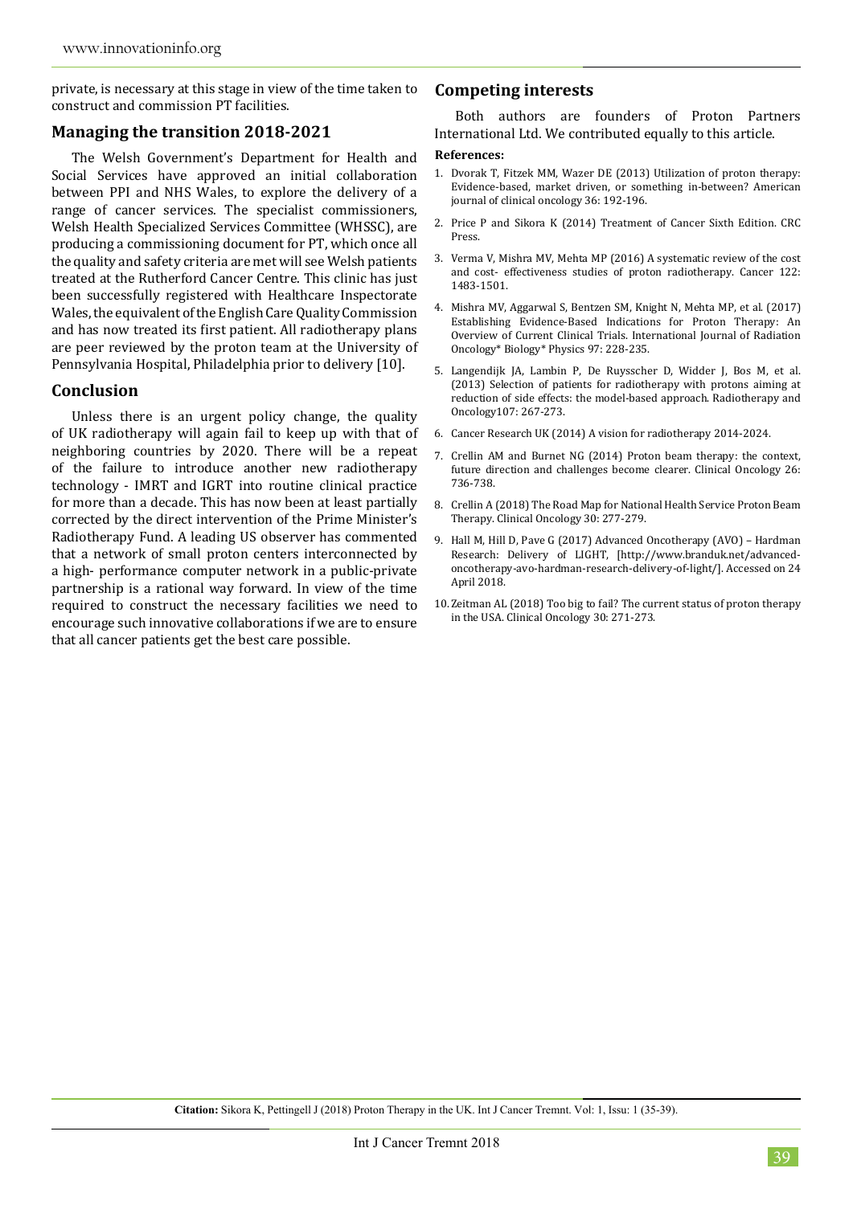private, is necessary at this stage in view of the time taken to construct and commission PT facilities.

## Managing the transition 2018-2021

The Welsh Government's Department for Health and Social Services have approved an initial collaboration between PPI and NHS Wales, to explore the delivery of a range of cancer services. The specialist commissioners, Welsh Health Specialized Services Committee (WHSSC), are producing a commissioning document for PT, which once all the quality and safety criteria are met will see Welsh patients treated at the Rutherford Cancer Centre. This clinic has just been successfully registered with Healthcare Inspectorate Wales, the equivalent of the English Care Quality Commission and has now treated its first patient. All radiotherapy plans are peer reviewed by the proton team at the University of Pennsylvania Hospital, Philadelphia prior to delivery [10].

## Conclusion

Unless there is an urgent policy change, the quality of UK radiotherapy will again fail to keep up with that of neighboring countries by 2020. There will be a repeat of the failure to introduce another new radiotherapy technology - IMRT and IGRT into routine clinical practice for more than a decade. This has now been at least partially corrected by the direct intervention of the Prime Minister's Radiotherapy Fund. A leading US observer has commented that a network of small proton centers interconnected by a high- performance computer network in a public-private partnership is a rational way forward. In view of the time required to construct the necessary facilities we need to encourage such innovative collaborations if we are to ensure that all cancer patients get the best care possible.

## Competing interests

Both authors are founders of Proton Partners International Ltd. We contributed equally to this article.

**References:**

1. Dvorak T, Fitzek MM, Wazer DE (2013) Utilization of proton therapy: Evidence-based, market driven, or something in-between? American journal of clinical oncology 36: 192-196.
2. Price P and Sikora K (2014) Treatment of Cancer Sixth Edition. CRC Press.
3. Verma V, Mishra MV, Mehta MP (2016) A systematic review of the cost and cost- effectiveness studies of proton radiotherapy. Cancer 122: 1483-1501.
4. Mishra MV, Aggarwal S, Bentzen SM, Knight N, Mehta MP, et al. (2017) Establishing Evidence-Based Indications for Proton Therapy: An Overview of Current Clinical Trials. International Journal of Radiation Oncology* Biology* Physics 97: 228-235.
5. Langendijk JA, Lambin P, De Ruysscher D, Widder J, Bos M, et al. (2013) Selection of patients for radiotherapy with protons aiming at reduction of side effects: the model-based approach. Radiotherapy and Oncology107: 267-273.
6. Cancer Research UK (2014) A vision for radiotherapy 2014-2024.
7. Crellin AM and Burnet NG (2014) Proton beam therapy: the context, future direction and challenges become clearer. Clinical Oncology 26: 736-738.
8. Crellin A (2018) The Road Map for National Health Service Proton Beam Therapy. Clinical Oncology 30: 277-279.
9. Hall M, Hill D, Pave G (2017) Advanced Oncotherapy (AVO) – Hardman Research: Delivery of LIGHT, [http://www.branduk.net/advanced-oncotherapy-avo-hardman-research-delivery-of-light/]. Accessed on 24 April 2018.
10. Zeitman AL (2018) Too big to fail? The current status of proton therapy in the USA. Clinical Oncology 30: 271-273.

**Citation:** Sikora K, Pettingell J (2018) Proton Therapy in the UK. Int J Cancer Tremnt. Vol: 1, Issu: 1 (35-39).